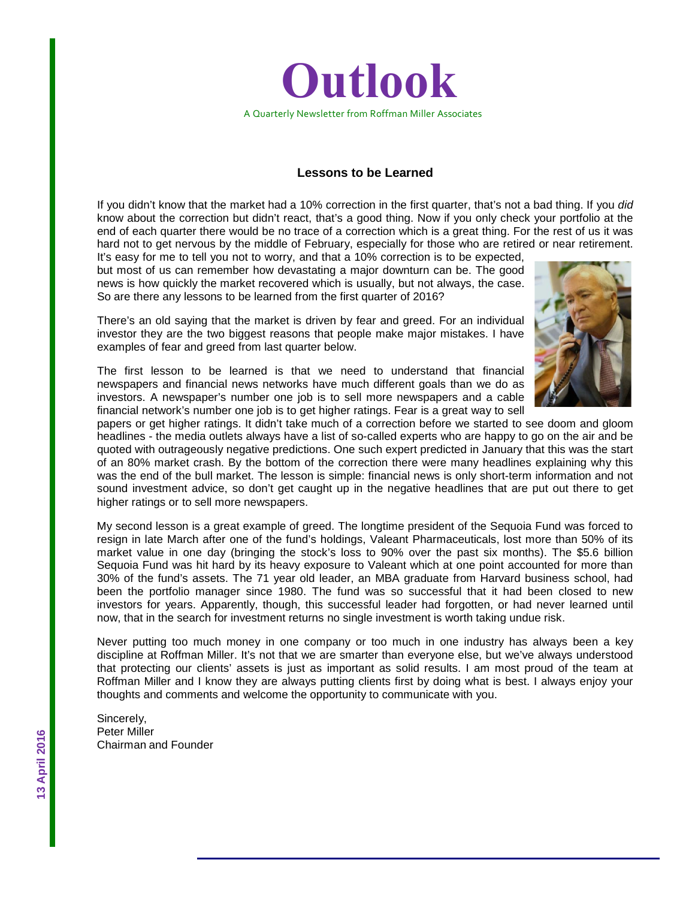# Outlook

A Quarterly Newsletter from Roffman Miller Associates

13 April 2016

## Lessons to be Learned

If you didn't know that the market had a 10% correction in the first quarter, that's not a bad thing. If you *did* know about the correction but didn't react, that's a good thing. Now if you only check your portfolio at the end of each quarter there would be no trace of a correction which is a great thing. For the rest of us it was hard not to get nervous by the middle of February, especially for those who are retired or near retirement. It's easy for me to tell you not to worry, and that a 10% correction is to be expected, but most of us can remember how devastating a major downturn can be. The good news is how quickly the market recovered which is usually, but not always, the case. So are there any lessons to be learned from the first quarter of 2016?

There's an old saying that the market is driven by fear and greed. For an individual investor they are the two biggest reasons that people make major mistakes. I have examples of fear and greed from last quarter below.

The first lesson to be learned is that we need to understand that financial newspapers and financial news networks have much different goals than we do as investors. A newspaper's number one job is to sell more newspapers and a cable financial network's number one job is to get higher ratings. Fear is a great way to sell papers or get higher ratings. It didn't take much of a correction before we started to see doom and gloom headlines - the media outlets always have a list of so-called experts who are happy to go on the air and be quoted with outrageously negative predictions. One such expert predicted in January that this was the start of an 80% market crash. By the bottom of the correction there were many headlines explaining why this was the end of the bull market. The lesson is simple: financial news is only short-term information and not sound investment advice, so don't get caught up in the negative headlines that are put out there to get higher ratings or to sell more newspapers.

My second lesson is a great example of greed. The longtime president of the Sequoia Fund was forced to resign in late March after one of the fund's holdings, Valeant Pharmaceuticals, lost more than 50% of its market value in one day (bringing the stock's loss to 90% over the past six months). The $5.6 billion Sequoia Fund was hit hard by its heavy exposure to Valeant which at one point accounted for more than 30% of the fund's assets. The 71 year old leader, an MBA graduate from Harvard business school, had been the portfolio manager since 1980. The fund was so successful that it had been closed to new investors for years. Apparently, though, this successful leader had forgotten, or had never learned until now, that in the search for investment returns no single investment is worth taking undue risk.

Never putting too much money in one company or too much in one industry has always been a key discipline at Roffman Miller. It's not that we are smarter than everyone else, but we've always understood that protecting our clients' assets is just as important as solid results. I am most proud of the team at Roffman Miller and I know they are always putting clients first by doing what is best. I always enjoy your thoughts and comments and welcome the opportunity to communicate with you.

Sincerely,
Peter Miller
Chairman and Founder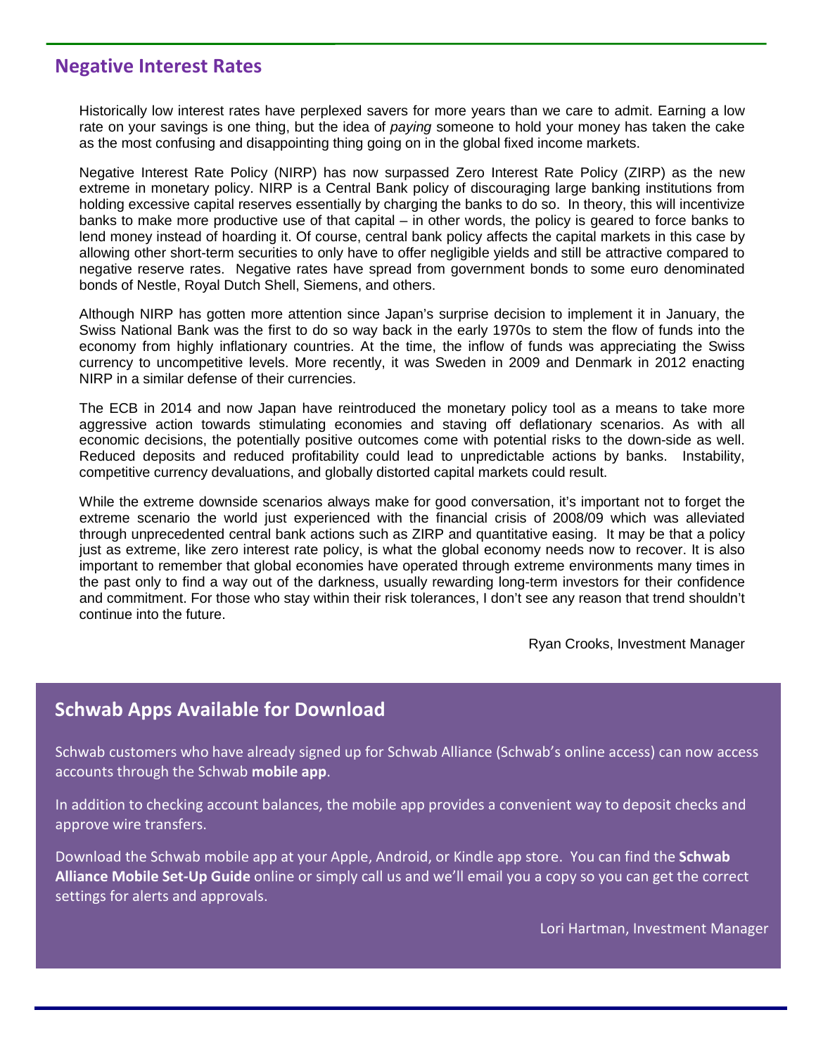## Negative Interest Rates

Historically low interest rates have perplexed savers for more years than we care to admit. Earning a low rate on your savings is one thing, but the idea of *paying* someone to hold your money has taken the cake as the most confusing and disappointing thing going on in the global fixed income markets.

Negative Interest Rate Policy (NIRP) has now surpassed Zero Interest Rate Policy (ZIRP) as the new extreme in monetary policy. NIRP is a Central Bank policy of discouraging large banking institutions from holding excessive capital reserves essentially by charging the banks to do so. In theory, this will incentivize banks to make more productive use of that capital – in other words, the policy is geared to force banks to lend money instead of hoarding it. Of course, central bank policy affects the capital markets in this case by allowing other short-term securities to only have to offer negligible yields and still be attractive compared to negative reserve rates. Negative rates have spread from government bonds to some euro denominated bonds of Nestle, Royal Dutch Shell, Siemens, and others.

Although NIRP has gotten more attention since Japan's surprise decision to implement it in January, the Swiss National Bank was the first to do so way back in the early 1970s to stem the flow of funds into the economy from highly inflationary countries. At the time, the inflow of funds was appreciating the Swiss currency to uncompetitive levels. More recently, it was Sweden in 2009 and Denmark in 2012 enacting NIRP in a similar defense of their currencies.

The ECB in 2014 and now Japan have reintroduced the monetary policy tool as a means to take more aggressive action towards stimulating economies and staving off deflationary scenarios. As with all economic decisions, the potentially positive outcomes come with potential risks to the down-side as well. Reduced deposits and reduced profitability could lead to unpredictable actions by banks. Instability, competitive currency devaluations, and globally distorted capital markets could result.

While the extreme downside scenarios always make for good conversation, it's important not to forget the extreme scenario the world just experienced with the financial crisis of 2008/09 which was alleviated through unprecedented central bank actions such as ZIRP and quantitative easing. It may be that a policy just as extreme, like zero interest rate policy, is what the global economy needs now to recover. It is also important to remember that global economies have operated through extreme environments many times in the past only to find a way out of the darkness, usually rewarding long-term investors for their confidence and commitment. For those who stay within their risk tolerances, I don't see any reason that trend shouldn't continue into the future.

Ryan Crooks, Investment Manager

## Schwab Apps Available for Download

Schwab customers who have already signed up for Schwab Alliance (Schwab's online access) can now access accounts through the Schwab **mobile app**.

In addition to checking account balances, the mobile app provides a convenient way to deposit checks and approve wire transfers.

Download the Schwab mobile app at your Apple, Android, or Kindle app store. You can find the **Schwab Alliance Mobile Set-Up Guide** online or simply call us and we'll email you a copy so you can get the correct settings for alerts and approvals.

Lori Hartman, Investment Manager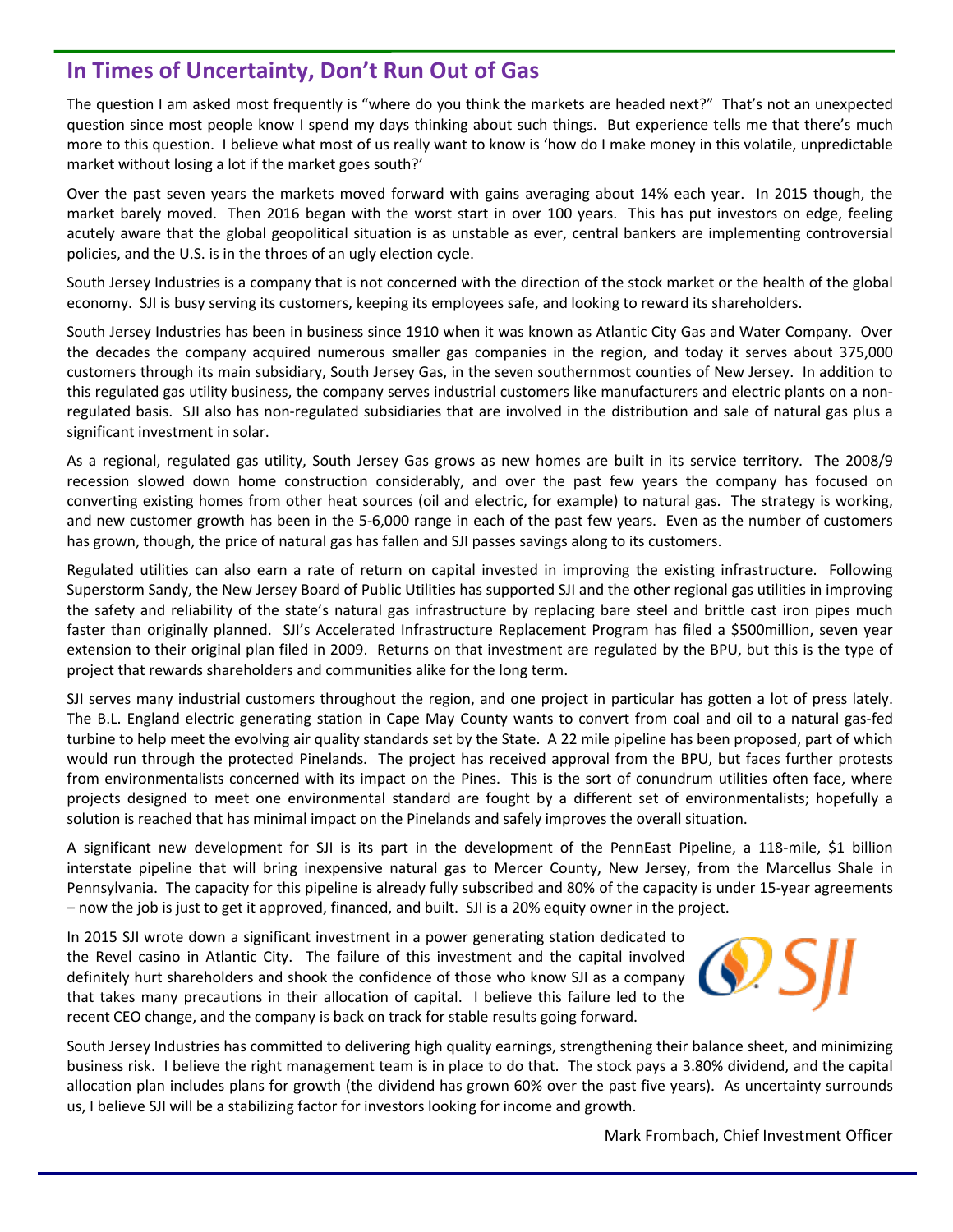## In Times of Uncertainty, Don't Run Out of Gas

The question I am asked most frequently is "where do you think the markets are headed next?" That's not an unexpected question since most people know I spend my days thinking about such things. But experience tells me that there's much more to this question. I believe what most of us really want to know is 'how do I make money in this volatile, unpredictable market without losing a lot if the market goes south?'

Over the past seven years the markets moved forward with gains averaging about 14% each year. In 2015 though, the market barely moved. Then 2016 began with the worst start in over 100 years. This has put investors on edge, feeling acutely aware that the global geopolitical situation is as unstable as ever, central bankers are implementing controversial policies, and the U.S. is in the throes of an ugly election cycle.

South Jersey Industries is a company that is not concerned with the direction of the stock market or the health of the global economy. SJI is busy serving its customers, keeping its employees safe, and looking to reward its shareholders.

South Jersey Industries has been in business since 1910 when it was known as Atlantic City Gas and Water Company. Over the decades the company acquired numerous smaller gas companies in the region, and today it serves about 375,000 customers through its main subsidiary, South Jersey Gas, in the seven southernmost counties of New Jersey. In addition to this regulated gas utility business, the company serves industrial customers like manufacturers and electric plants on a non-regulated basis. SJI also has non-regulated subsidiaries that are involved in the distribution and sale of natural gas plus a significant investment in solar.

As a regional, regulated gas utility, South Jersey Gas grows as new homes are built in its service territory. The 2008/9 recession slowed down home construction considerably, and over the past few years the company has focused on converting existing homes from other heat sources (oil and electric, for example) to natural gas. The strategy is working, and new customer growth has been in the 5-6,000 range in each of the past few years. Even as the number of customers has grown, though, the price of natural gas has fallen and SJI passes savings along to its customers.

Regulated utilities can also earn a rate of return on capital invested in improving the existing infrastructure. Following Superstorm Sandy, the New Jersey Board of Public Utilities has supported SJI and the other regional gas utilities in improving the safety and reliability of the state's natural gas infrastructure by replacing bare steel and brittle cast iron pipes much faster than originally planned. SJI's Accelerated Infrastructure Replacement Program has filed a $500million, seven year extension to their original plan filed in 2009. Returns on that investment are regulated by the BPU, but this is the type of project that rewards shareholders and communities alike for the long term.

SJI serves many industrial customers throughout the region, and one project in particular has gotten a lot of press lately. The B.L. England electric generating station in Cape May County wants to convert from coal and oil to a natural gas-fed turbine to help meet the evolving air quality standards set by the State. A 22 mile pipeline has been proposed, part of which would run through the protected Pinelands. The project has received approval from the BPU, but faces further protests from environmentalists concerned with its impact on the Pines. This is the sort of conundrum utilities often face, where projects designed to meet one environmental standard are fought by a different set of environmentalists; hopefully a solution is reached that has minimal impact on the Pinelands and safely improves the overall situation.

A significant new development for SJI is its part in the development of the PennEast Pipeline, a 118-mile, $1 billion interstate pipeline that will bring inexpensive natural gas to Mercer County, New Jersey, from the Marcellus Shale in Pennsylvania. The capacity for this pipeline is already fully subscribed and 80% of the capacity is under 15-year agreements – now the job is just to get it approved, financed, and built. SJI is a 20% equity owner in the project.

In 2015 SJI wrote down a significant investment in a power generating station dedicated to the Revel casino in Atlantic City. The failure of this investment and the capital involved definitely hurt shareholders and shook the confidence of those who know SJI as a company that takes many precautions in their allocation of capital. I believe this failure led to the recent CEO change, and the company is back on track for stable results going forward.

South Jersey Industries has committed to delivering high quality earnings, strengthening their balance sheet, and minimizing business risk. I believe the right management team is in place to do that. The stock pays a 3.80% dividend, and the capital allocation plan includes plans for growth (the dividend has grown 60% over the past five years). As uncertainty surrounds us, I believe SJI will be a stabilizing factor for investors looking for income and growth.

Mark Frombach, Chief Investment Officer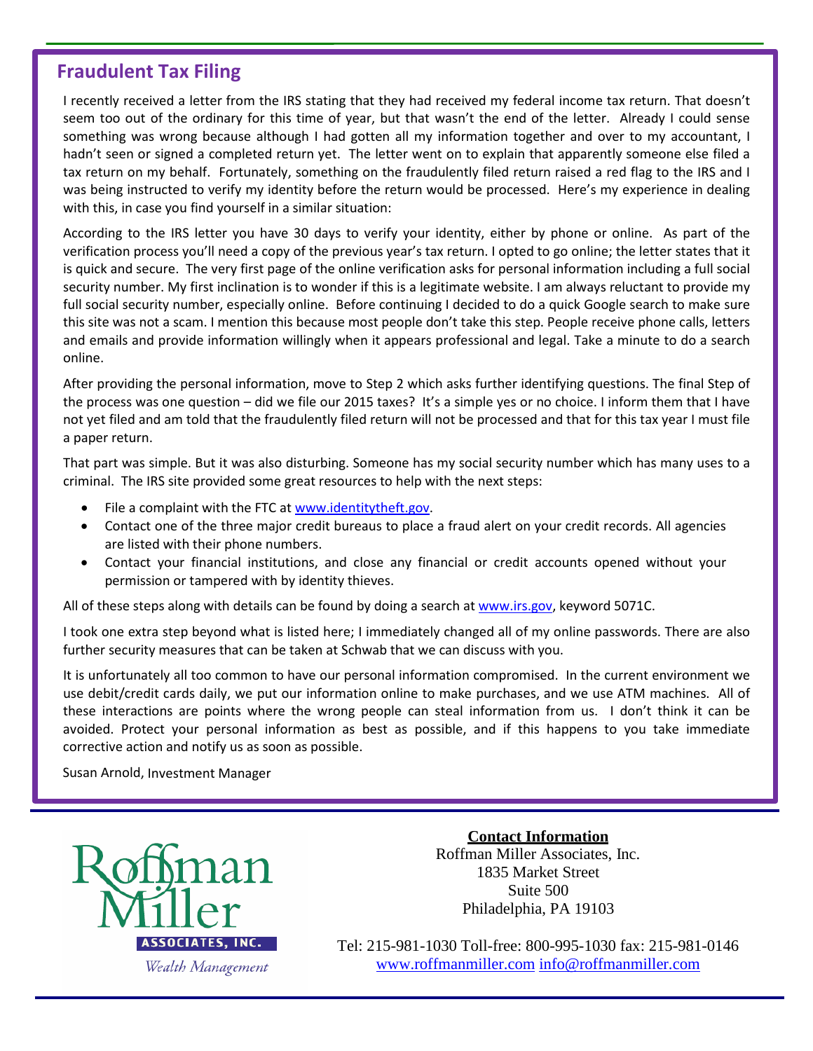## Fraudulent Tax Filing

I recently received a letter from the IRS stating that they had received my federal income tax return. That doesn't seem too out of the ordinary for this time of year, but that wasn't the end of the letter. Already I could sense something was wrong because although I had gotten all my information together and over to my accountant, I hadn't seen or signed a completed return yet. The letter went on to explain that apparently someone else filed a tax return on my behalf. Fortunately, something on the fraudulently filed return raised a red flag to the IRS and I was being instructed to verify my identity before the return would be processed. Here's my experience in dealing with this, in case you find yourself in a similar situation:

According to the IRS letter you have 30 days to verify your identity, either by phone or online. As part of the verification process you'll need a copy of the previous year's tax return. I opted to go online; the letter states that it is quick and secure. The very first page of the online verification asks for personal information including a full social security number. My first inclination is to wonder if this is a legitimate website. I am always reluctant to provide my full social security number, especially online. Before continuing I decided to do a quick Google search to make sure this site was not a scam. I mention this because most people don't take this step. People receive phone calls, letters and emails and provide information willingly when it appears professional and legal. Take a minute to do a search online.

After providing the personal information, move to Step 2 which asks further identifying questions. The final Step of the process was one question – did we file our 2015 taxes? It's a simple yes or no choice. I inform them that I have not yet filed and am told that the fraudulently filed return will not be processed and that for this tax year I must file a paper return.

That part was simple. But it was also disturbing. Someone has my social security number which has many uses to a criminal. The IRS site provided some great resources to help with the next steps:

- File a complaint with the FTC at www.identitytheft.gov.
- Contact one of the three major credit bureaus to place a fraud alert on your credit records. All agencies are listed with their phone numbers.
- Contact your financial institutions, and close any financial or credit accounts opened without your permission or tampered with by identity thieves.

All of these steps along with details can be found by doing a search at www.irs.gov, keyword 5071C.

I took one extra step beyond what is listed here; I immediately changed all of my online passwords. There are also further security measures that can be taken at Schwab that we can discuss with you.

It is unfortunately all too common to have our personal information compromised. In the current environment we use debit/credit cards daily, we put our information online to make purchases, and we use ATM machines. All of these interactions are points where the wrong people can steal information from us. I don't think it can be avoided. Protect your personal information as best as possible, and if this happens to you take immediate corrective action and notify us as soon as possible.

Susan Arnold, Investment Manager

Roffman Miller ASSOCIATES, INC. *Wealth Management*

**Contact Information**
Roffman Miller Associates, Inc.
1835 Market Street
Suite 500
Philadelphia, PA 19103

Tel: 215-981-1030 Toll-free: 800-995-1030 fax: 215-981-0146
www.roffmanmiller.com info@roffmanmiller.com